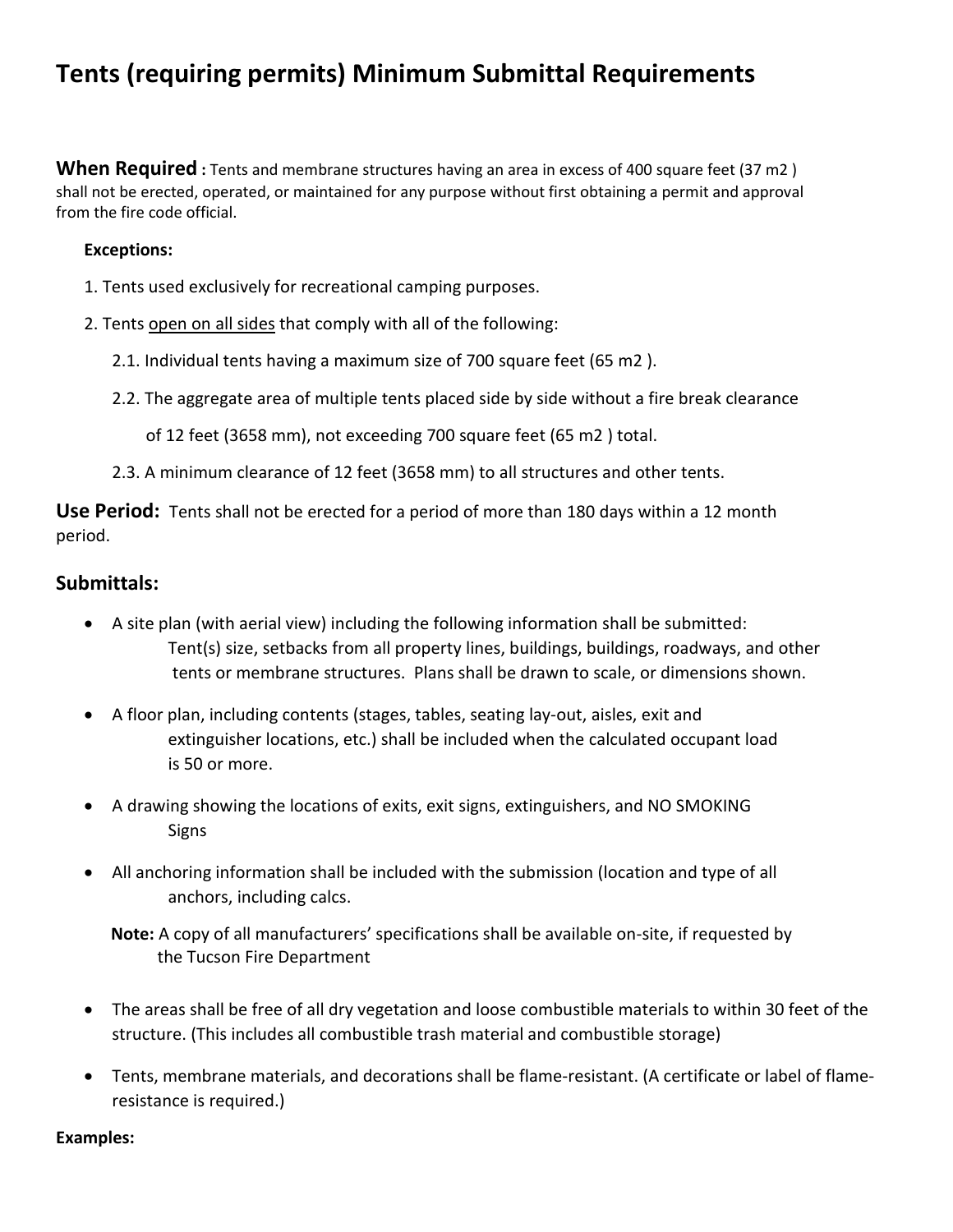# Tents (requiring permits) Minimum Submittal Requirements

**When Required :** Tents and membrane structures having an area in excess of 400 square feet (37 m2 ) shall not be erected, operated, or maintained for any purpose without first obtaining a permit and approval from the fire code official.

**Exceptions:**

1. Tents used exclusively for recreational camping purposes.
2. Tents open on all sides that comply with all of the following:
   - 2.1. Individual tents having a maximum size of 700 square feet (65 m2 ).
   - 2.2. The aggregate area of multiple tents placed side by side without a fire break clearance of 12 feet (3658 mm), not exceeding 700 square feet (65 m2 ) total.
   - 2.3. A minimum clearance of 12 feet (3658 mm) to all structures and other tents.

**Use Period:** Tents shall not be erected for a period of more than 180 days within a 12 month period.

## Submittals:

- A site plan (with aerial view) including the following information shall be submitted: Tent(s) size, setbacks from all property lines, buildings, buildings, roadways, and other tents or membrane structures. Plans shall be drawn to scale, or dimensions shown.
- A floor plan, including contents (stages, tables, seating lay-out, aisles, exit and extinguisher locations, etc.) shall be included when the calculated occupant load is 50 or more.
- A drawing showing the locations of exits, exit signs, extinguishers, and NO SMOKING Signs
- All anchoring information shall be included with the submission (location and type of all anchors, including calcs.

  **Note:** A copy of all manufacturers' specifications shall be available on-site, if requested by the Tucson Fire Department

- The areas shall be free of all dry vegetation and loose combustible materials to within 30 feet of the structure. (This includes all combustible trash material and combustible storage)
- Tents, membrane materials, and decorations shall be flame-resistant. (A certificate or label of flame-resistance is required.)

**Examples:**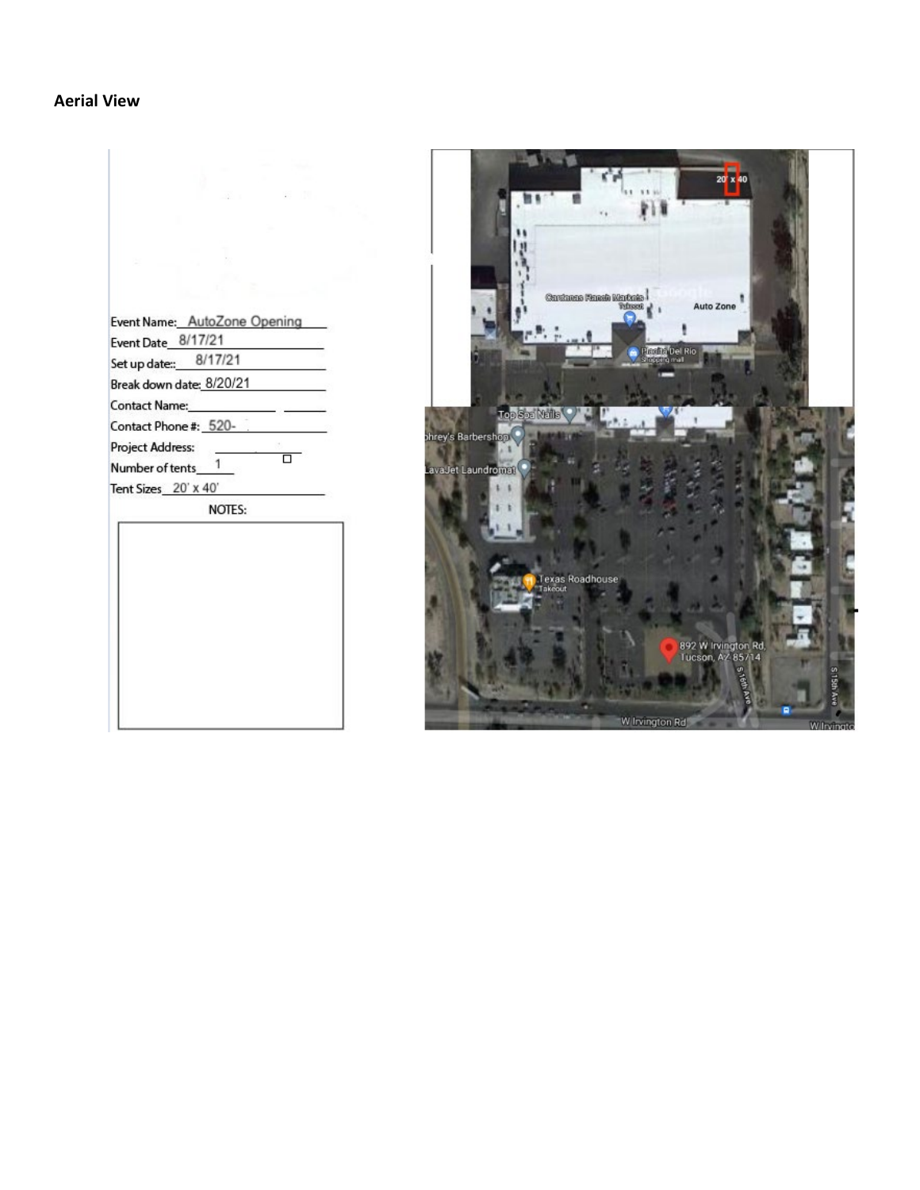**Aerial View**

Event Name: AutoZone Opening

Event Date 8/17/21

Set up date:: 8/17/21

Break down date: 8/20/21

Contact Name:

Contact Phone #: 520-

Project Address:

Number of tents 1

Tent Sizes 20' x 40'

NOTES: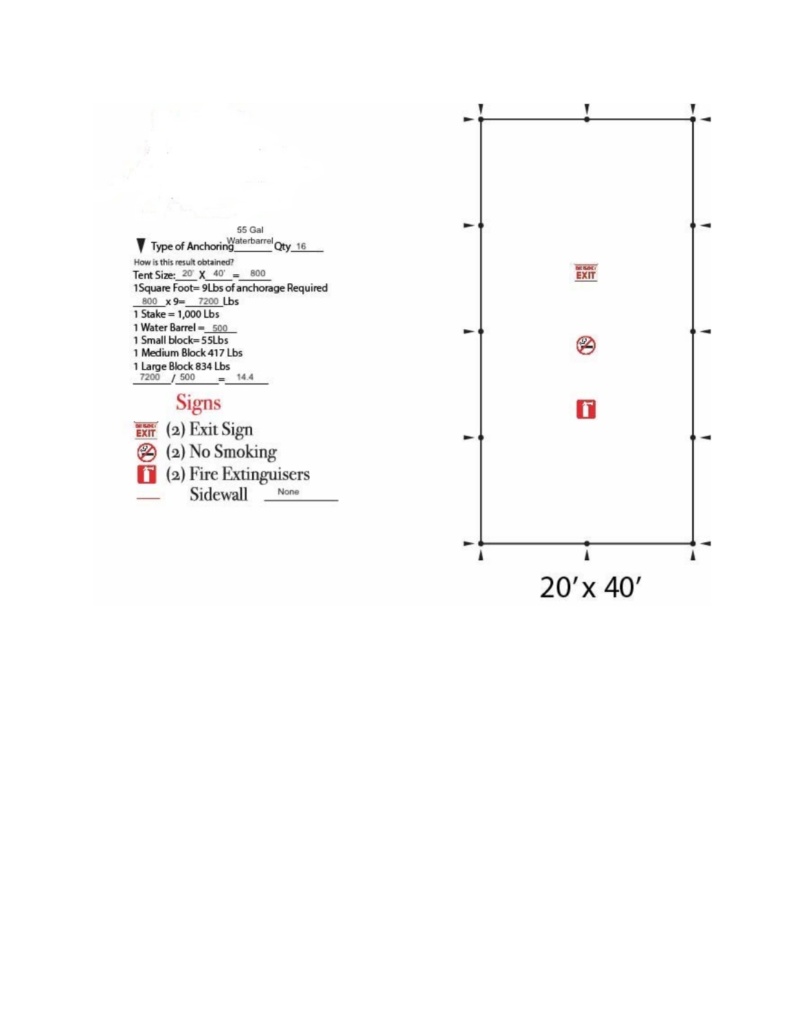▼ Type of Anchoring 55 Gal Waterbarrel Qty 16

How is this result obtained?

Tent Size: 20' X 40' = 800

1 Square Foot = 9Lbs of anchorage Required

800 x 9 = 7200 Lbs

1 Stake = 1,000 Lbs

1 Water Barrel = 500

1 Small block = 55Lbs

1 Medium Block 417 Lbs

1 Large Block 834 Lbs

7200 / 500 = 14.4

## Signs

EXIT (2) Exit Sign

(2) No Smoking

(2) Fire Extinguisers

Sidewall None

EXIT

20' x 40'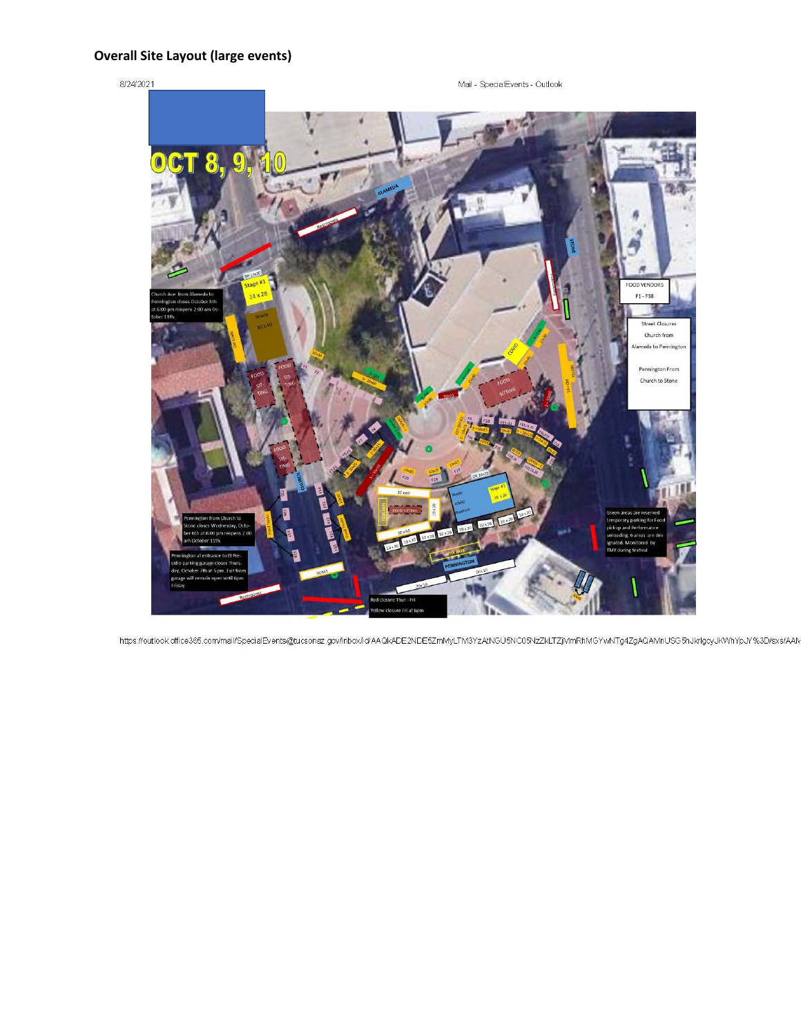**Overall Site Layout (large events)**

OCT 8, 9, 10

Church Ave. from Alameda to Pennington closes October 5th at 6:00 pm reopens 2:00 am October 11th.

FOOD VENDORS

F1 - F38

Street Closures

Church from Alameda to Pennington

Pennington From Church to Stone

Pennington from Church to Stone closes Wednesday, October 6th at 6:00 pm reopens 2:00 am October 11th.

Pennington at entrance to El Presidio parking garage closes Thursday, October 7th at 5 pm. Exit from garage will remain open until 6pm Friday.

Green areas are reserved temporary parking for Food pickup and Performance unloading. 6 areas are designated. Monitored by TMY during festival.

Red closure Thur - Fri

Yellow closure Fri at 6pm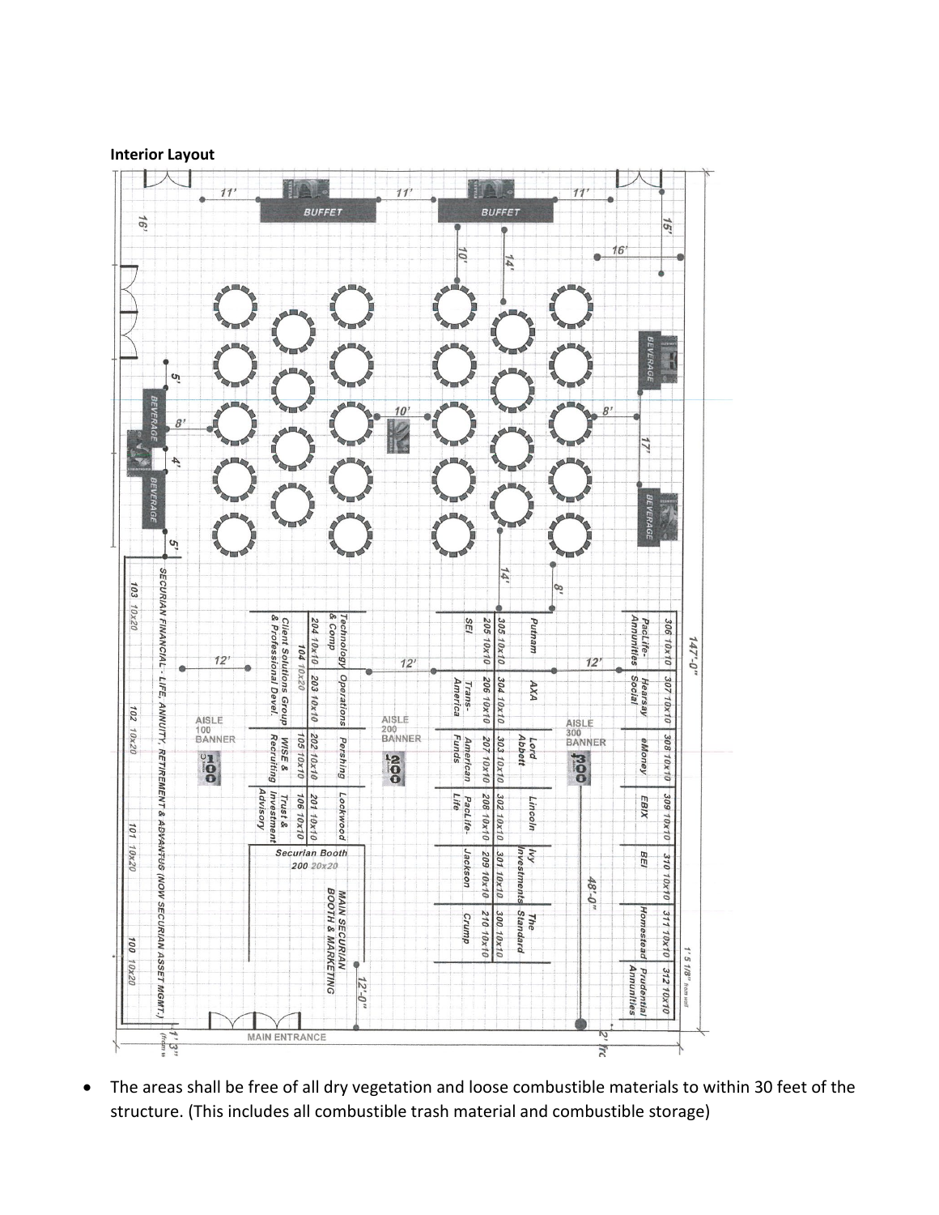**Interior Layout**

- The areas shall be free of all dry vegetation and loose combustible materials to within 30 feet of the structure. (This includes all combustible trash material and combustible storage)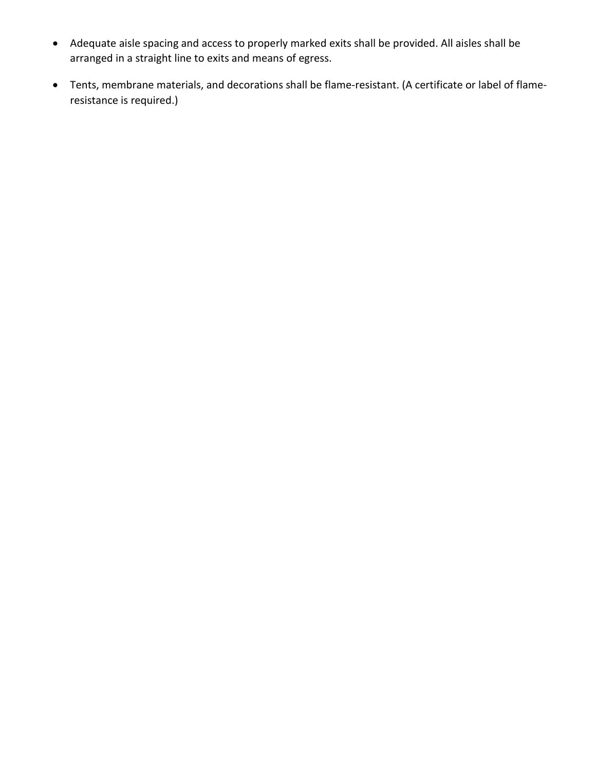- Adequate aisle spacing and access to properly marked exits shall be provided. All aisles shall be arranged in a straight line to exits and means of egress.
- Tents, membrane materials, and decorations shall be flame-resistant. (A certificate or label of flame-resistance is required.)